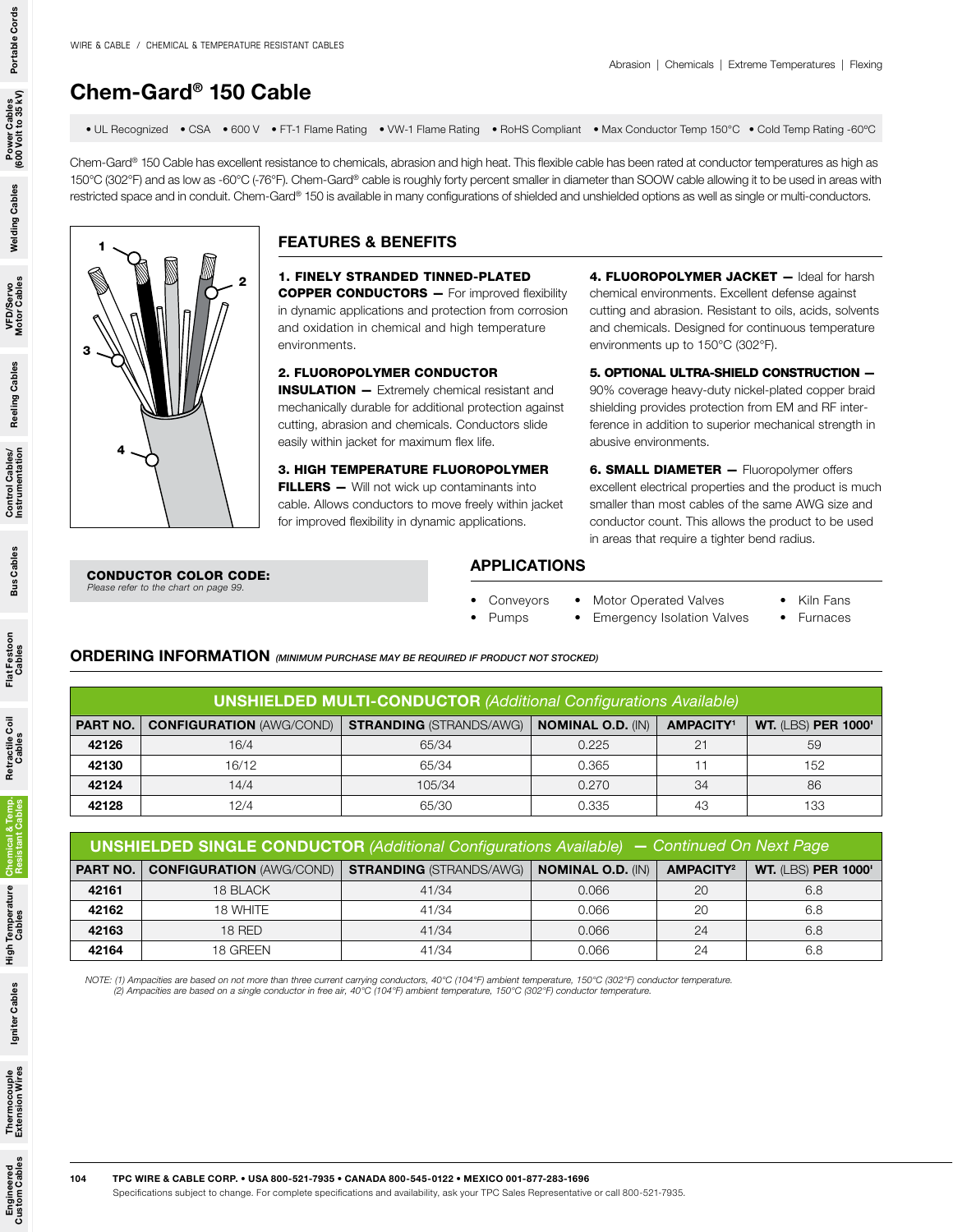WIRE & CABLE / CHEMICAL & TEMPERATURE RESISTANT CABLES

Abrasion | Chemicals | Extreme Temperatures | Flexing

# Chem-Gard® 150 Cable

• UL Recognized • CSA • 600 V • FT-1 Flame Rating • VW-1 Flame Rating • RoHS Compliant • Max Conductor Temp 150°C • Cold Temp Rating -60ºC

Chem-Gard® 150 Cable has excellent resistance to chemicals, abrasion and high heat. This flexible cable has been rated at conductor temperatures as high as 150°C (302°F) and as low as -60°C (-76°F). Chem-Gard® cable is roughly forty percent smaller in diameter than SOOW cable allowing it to be used in areas with restricted space and in conduit. Chem-Gard® 150 is available in many configurations of shielded and unshielded options as well as single or multi-conductors.

## FEATURES & BENEFITS

**1. FINELY STRANDED TINNED-PLATED COPPER CONDUCTORS —** For improved flexibility in dynamic applications and protection from corrosion and oxidation in chemical and high temperature environments.

**2. FLUOROPOLYMER CONDUCTOR INSULATION —** Extremely chemical resistant and mechanically durable for additional protection against cutting, abrasion and chemicals. Conductors slide easily within jacket for maximum flex life.

**3. HIGH TEMPERATURE FLUOROPOLYMER FILLERS —** Will not wick up contaminants into cable. Allows conductors to move freely within jacket for improved flexibility in dynamic applications.

**4. FLUOROPOLYMER JACKET —** Ideal for harsh chemical environments. Excellent defense against cutting and abrasion. Resistant to oils, acids, solvents and chemicals. Designed for continuous temperature environments up to 150°C (302°F).

**5. OPTIONAL ULTRA-SHIELD CONSTRUCTION —** 90% coverage heavy-duty nickel-plated copper braid shielding provides protection from EM and RF interference in addition to superior mechanical strength in abusive environments.

**6. SMALL DIAMETER —** Fluoropolymer offers excellent electrical properties and the product is much smaller than most cables of the same AWG size and conductor count. This allows the product to be used in areas that require a tighter bend radius.

**CONDUCTOR COLOR CODE:**
*Please refer to the chart on page 99.*

## APPLICATIONS

- Conveyors
- Pumps
- Motor Operated Valves
- Emergency Isolation Valves
- Kiln Fans
- Furnaces

## ORDERING INFORMATION *(MINIMUM PURCHASE MAY BE REQUIRED IF PRODUCT NOT STOCKED)*

**UNSHIELDED MULTI-CONDUCTOR** *(Additional Configurations Available)*

| PART NO. | CONFIGURATION (AWG/COND) | STRANDING (STRANDS/AWG) | NOMINAL O.D. (IN) | AMPACITY[1] | WT. (LBS) PER 1000' |
|---|---|---|---|---|---|
| **42126** | 16/4 | 65/34 | 0.225 | 21 | 59 |
| **42130** | 16/12 | 65/34 | 0.365 | 11 | 152 |
| **42124** | 14/4 | 105/34 | 0.270 | 34 | 86 |
| **42128** | 12/4 | 65/30 | 0.335 | 43 | 133 |

**UNSHIELDED SINGLE CONDUCTOR** *(Additional Configurations Available) — Continued On Next Page*

| PART NO. | CONFIGURATION (AWG/COND) | STRANDING (STRANDS/AWG) | NOMINAL O.D. (IN) | AMPACITY[2] | WT. (LBS) PER 1000' |
|---|---|---|---|---|---|
| **42161** | 18 BLACK | 41/34 | 0.066 | 20 | 6.8 |
| **42162** | 18 WHITE | 41/34 | 0.066 | 20 | 6.8 |
| **42163** | 18 RED | 41/34 | 0.066 | 24 | 6.8 |
| **42164** | 18 GREEN | 41/34 | 0.066 | 24 | 6.8 |

*NOTE: (1) Ampacities are based on not more than three current carrying conductors, 40°C (104°F) ambient temperature, 150°C (302°F) conductor temperature.*
*(2) Ampacities are based on a single conductor in free air, 40°C (104°F) ambient temperature, 150°C (302°F) conductor temperature.*

TPC WIRE & CABLE CORP. • USA 800-521-7935 • CANADA 800-545-0122 • MEXICO 001-877-283-1696
Specifications subject to change. For complete specifications and availability, ask your TPC Sales Representative or call 800-521-7935.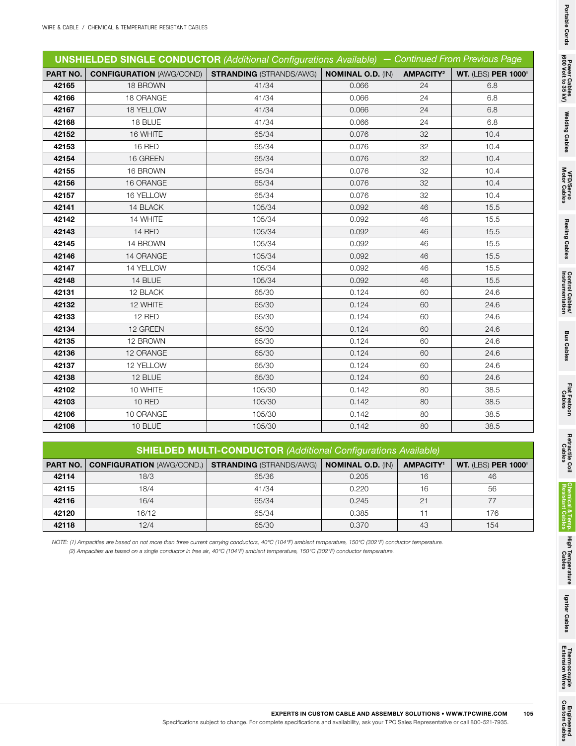## UNSHIELDED SINGLE CONDUCTOR *(Additional Configurations Available)* — *Continued From Previous Page*

| PART NO. | CONFIGURATION (AWG/COND) | STRANDING (STRANDS/AWG) | NOMINAL O.D. (IN) | AMPACITY[2] | WT. (LBS) PER 1000' |
|---|---|---|---|---|---|
| 42165 | 18 BROWN | 41/34 | 0.066 | 24 | 6.8 |
| 42166 | 18 ORANGE | 41/34 | 0.066 | 24 | 6.8 |
| 42167 | 18 YELLOW | 41/34 | 0.066 | 24 | 6.8 |
| 42168 | 18 BLUE | 41/34 | 0.066 | 24 | 6.8 |
| 42152 | 16 WHITE | 65/34 | 0.076 | 32 | 10.4 |
| 42153 | 16 RED | 65/34 | 0.076 | 32 | 10.4 |
| 42154 | 16 GREEN | 65/34 | 0.076 | 32 | 10.4 |
| 42155 | 16 BROWN | 65/34 | 0.076 | 32 | 10.4 |
| 42156 | 16 ORANGE | 65/34 | 0.076 | 32 | 10.4 |
| 42157 | 16 YELLOW | 65/34 | 0.076 | 32 | 10.4 |
| 42141 | 14 BLACK | 105/34 | 0.092 | 46 | 15.5 |
| 42142 | 14 WHITE | 105/34 | 0.092 | 46 | 15.5 |
| 42143 | 14 RED | 105/34 | 0.092 | 46 | 15.5 |
| 42145 | 14 BROWN | 105/34 | 0.092 | 46 | 15.5 |
| 42146 | 14 ORANGE | 105/34 | 0.092 | 46 | 15.5 |
| 42147 | 14 YELLOW | 105/34 | 0.092 | 46 | 15.5 |
| 42148 | 14 BLUE | 105/34 | 0.092 | 46 | 15.5 |
| 42131 | 12 BLACK | 65/30 | 0.124 | 60 | 24.6 |
| 42132 | 12 WHITE | 65/30 | 0.124 | 60 | 24.6 |
| 42133 | 12 RED | 65/30 | 0.124 | 60 | 24.6 |
| 42134 | 12 GREEN | 65/30 | 0.124 | 60 | 24.6 |
| 42135 | 12 BROWN | 65/30 | 0.124 | 60 | 24.6 |
| 42136 | 12 ORANGE | 65/30 | 0.124 | 60 | 24.6 |
| 42137 | 12 YELLOW | 65/30 | 0.124 | 60 | 24.6 |
| 42138 | 12 BLUE | 65/30 | 0.124 | 60 | 24.6 |
| 42102 | 10 WHITE | 105/30 | 0.142 | 80 | 38.5 |
| 42103 | 10 RED | 105/30 | 0.142 | 80 | 38.5 |
| 42106 | 10 ORANGE | 105/30 | 0.142 | 80 | 38.5 |
| 42108 | 10 BLUE | 105/30 | 0.142 | 80 | 38.5 |

## SHIELDED MULTI-CONDUCTOR *(Additional Configurations Available)*

| PART NO. | CONFIGURATION (AWG/COND.) | STRANDING (STRANDS/AWG) | NOMINAL O.D. (IN) | AMPACITY[1] | WT. (LBS) PER 1000' |
|---|---|---|---|---|---|
| 42114 | 18/3 | 65/36 | 0.205 | 16 | 46 |
| 42115 | 18/4 | 41/34 | 0.220 | 16 | 56 |
| 42116 | 16/4 | 65/34 | 0.245 | 21 | 77 |
| 42120 | 16/12 | 65/34 | 0.385 | 11 | 176 |
| 42118 | 12/4 | 65/30 | 0.370 | 43 | 154 |

*NOTE: (1) Ampacities are based on not more than three current carrying conductors, 40°C (104°F) ambient temperature, 150°C (302°F) conductor temperature.*
*(2) Ampacities are based on a single conductor in free air, 40°C (104°F) ambient temperature, 150°C (302°F) conductor temperature.*